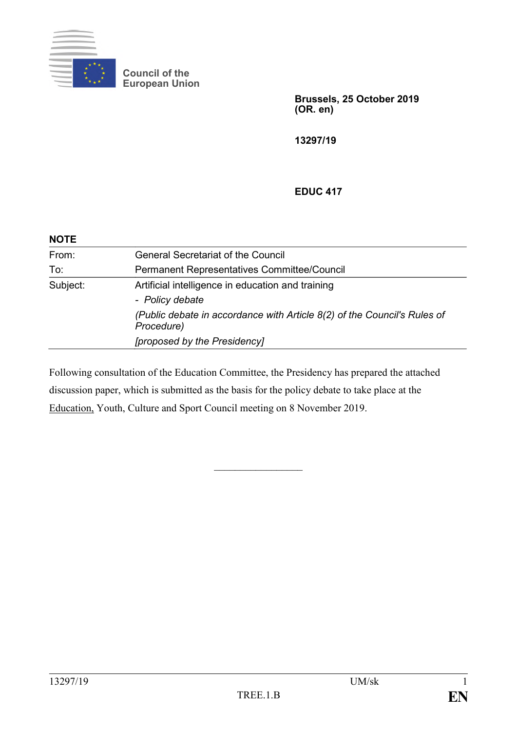Council of the European Union

**Brussels, 25 October 2019**
**(OR. en)**

**13297/19**

**EDUC 417**

**NOTE**

| | |
|---|---|
| From: | General Secretariat of the Council |
| To: | Permanent Representatives Committee/Council |
| Subject: | Artificial intelligence in education and training<br>- *Policy debate*<br>*(Public debate in accordance with Article 8(2) of the Council's Rules of Procedure)*<br>*[proposed by the Presidency]* |

Following consultation of the Education Committee, the Presidency has prepared the attached discussion paper, which is submitted as the basis for the policy debate to take place at the Education, Youth, Culture and Sport Council meeting on 8 November 2019.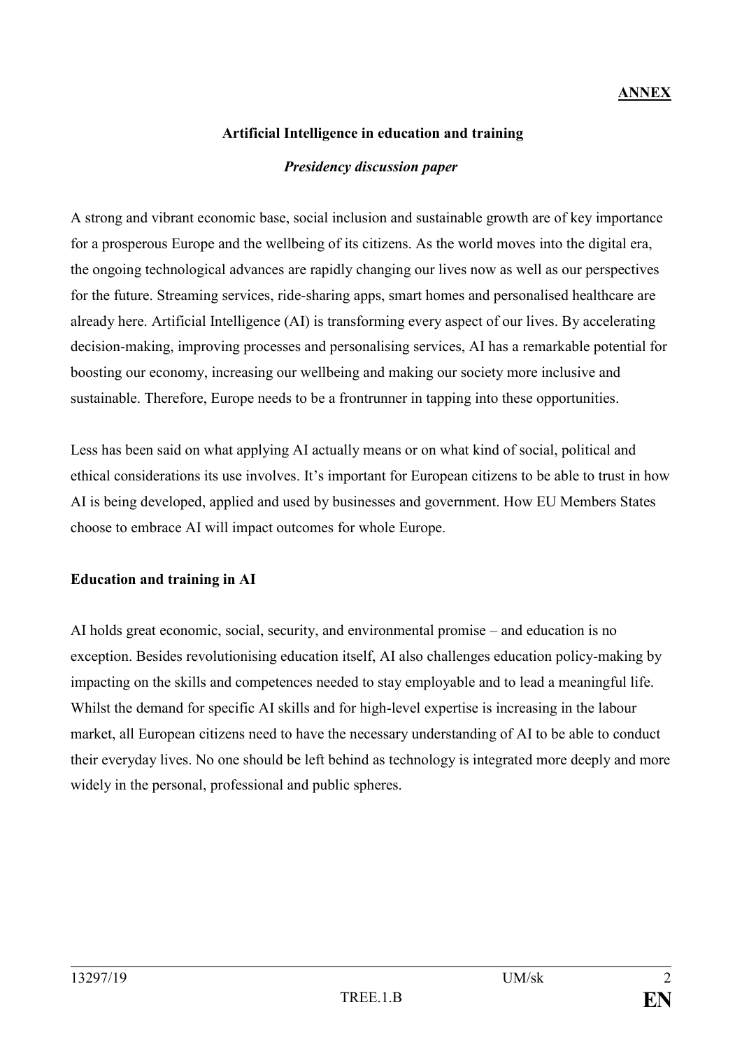**ANNEX**

**Artificial Intelligence in education and training**

***Presidency discussion paper***

A strong and vibrant economic base, social inclusion and sustainable growth are of key importance for a prosperous Europe and the wellbeing of its citizens. As the world moves into the digital era, the ongoing technological advances are rapidly changing our lives now as well as our perspectives for the future. Streaming services, ride-sharing apps, smart homes and personalised healthcare are already here. Artificial Intelligence (AI) is transforming every aspect of our lives. By accelerating decision-making, improving processes and personalising services, AI has a remarkable potential for boosting our economy, increasing our wellbeing and making our society more inclusive and sustainable. Therefore, Europe needs to be a frontrunner in tapping into these opportunities.

Less has been said on what applying AI actually means or on what kind of social, political and ethical considerations its use involves. It's important for European citizens to be able to trust in how AI is being developed, applied and used by businesses and government. How EU Members States choose to embrace AI will impact outcomes for whole Europe.

**Education and training in AI**

AI holds great economic, social, security, and environmental promise – and education is no exception. Besides revolutionising education itself, AI also challenges education policy-making by impacting on the skills and competences needed to stay employable and to lead a meaningful life. Whilst the demand for specific AI skills and for high-level expertise is increasing in the labour market, all European citizens need to have the necessary understanding of AI to be able to conduct their everyday lives. No one should be left behind as technology is integrated more deeply and more widely in the personal, professional and public spheres.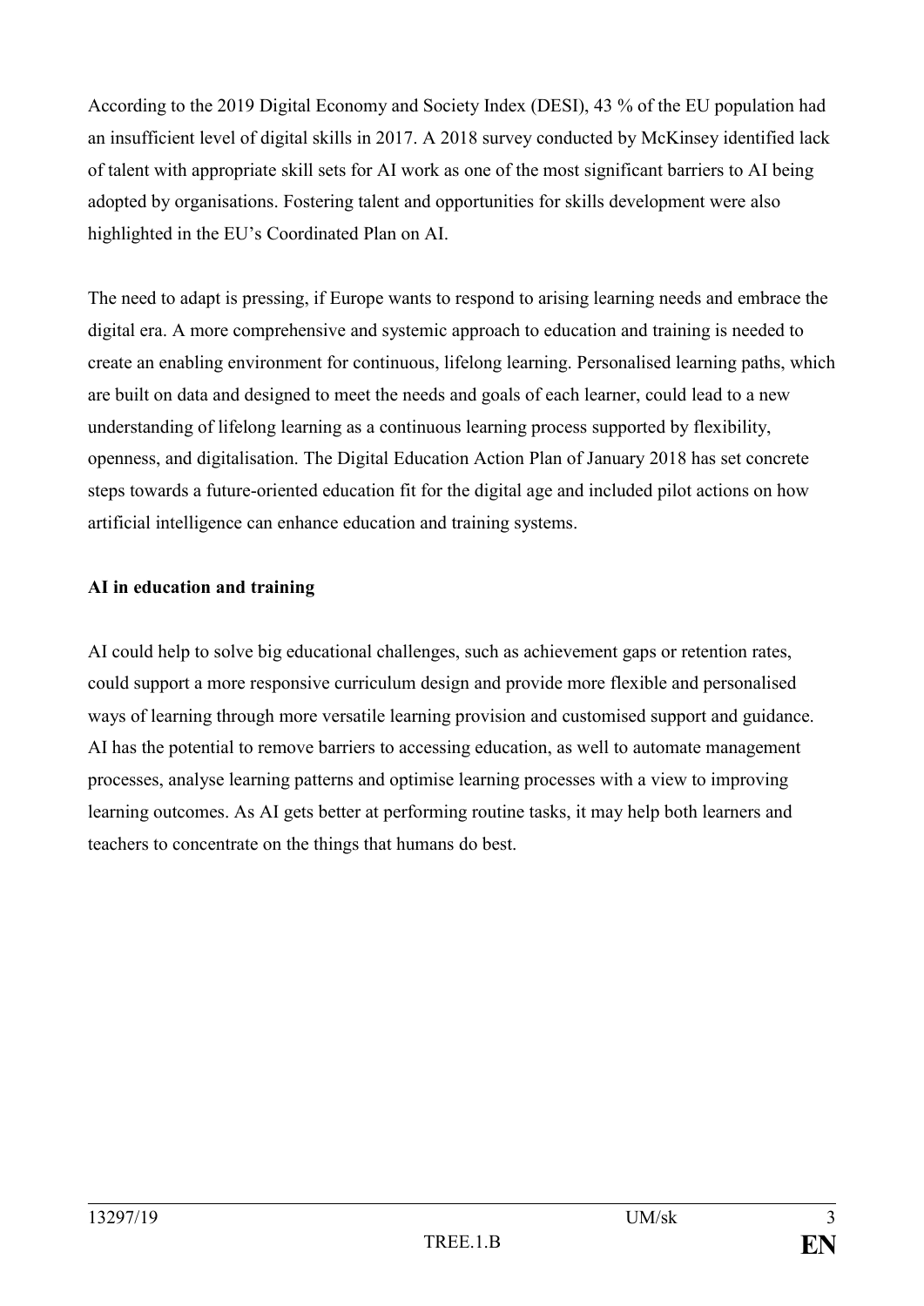According to the 2019 Digital Economy and Society Index (DESI), 43 % of the EU population had an insufficient level of digital skills in 2017. A 2018 survey conducted by McKinsey identified lack of talent with appropriate skill sets for AI work as one of the most significant barriers to AI being adopted by organisations. Fostering talent and opportunities for skills development were also highlighted in the EU's Coordinated Plan on AI.

The need to adapt is pressing, if Europe wants to respond to arising learning needs and embrace the digital era. A more comprehensive and systemic approach to education and training is needed to create an enabling environment for continuous, lifelong learning. Personalised learning paths, which are built on data and designed to meet the needs and goals of each learner, could lead to a new understanding of lifelong learning as a continuous learning process supported by flexibility, openness, and digitalisation. The Digital Education Action Plan of January 2018 has set concrete steps towards a future-oriented education fit for the digital age and included pilot actions on how artificial intelligence can enhance education and training systems.

**AI in education and training**

AI could help to solve big educational challenges, such as achievement gaps or retention rates, could support a more responsive curriculum design and provide more flexible and personalised ways of learning through more versatile learning provision and customised support and guidance. AI has the potential to remove barriers to accessing education, as well to automate management processes, analyse learning patterns and optimise learning processes with a view to improving learning outcomes. As AI gets better at performing routine tasks, it may help both learners and teachers to concentrate on the things that humans do best.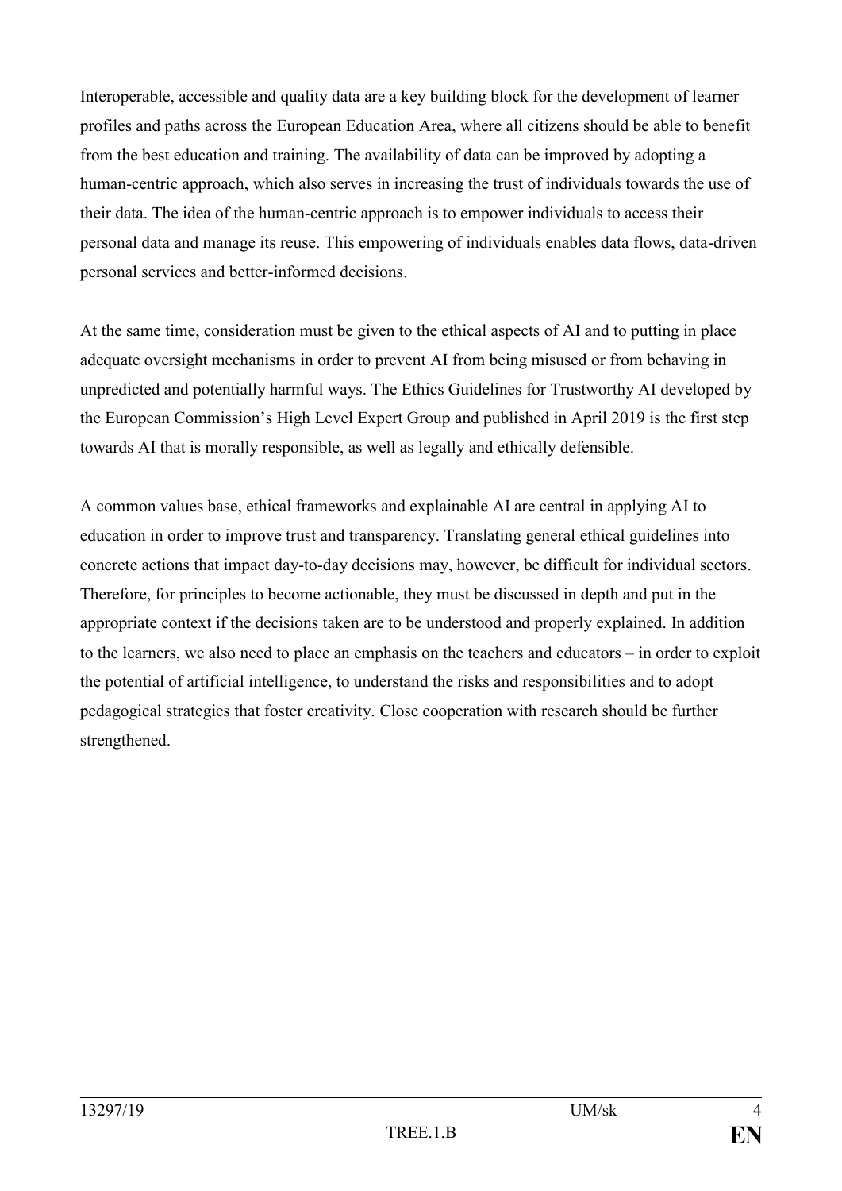Interoperable, accessible and quality data are a key building block for the development of learner profiles and paths across the European Education Area, where all citizens should be able to benefit from the best education and training. The availability of data can be improved by adopting a human-centric approach, which also serves in increasing the trust of individuals towards the use of their data. The idea of the human-centric approach is to empower individuals to access their personal data and manage its reuse. This empowering of individuals enables data flows, data-driven personal services and better-informed decisions.

At the same time, consideration must be given to the ethical aspects of AI and to putting in place adequate oversight mechanisms in order to prevent AI from being misused or from behaving in unpredicted and potentially harmful ways. The Ethics Guidelines for Trustworthy AI developed by the European Commission's High Level Expert Group and published in April 2019 is the first step towards AI that is morally responsible, as well as legally and ethically defensible.

A common values base, ethical frameworks and explainable AI are central in applying AI to education in order to improve trust and transparency. Translating general ethical guidelines into concrete actions that impact day-to-day decisions may, however, be difficult for individual sectors. Therefore, for principles to become actionable, they must be discussed in depth and put in the appropriate context if the decisions taken are to be understood and properly explained. In addition to the learners, we also need to place an emphasis on the teachers and educators – in order to exploit the potential of artificial intelligence, to understand the risks and responsibilities and to adopt pedagogical strategies that foster creativity. Close cooperation with research should be further strengthened.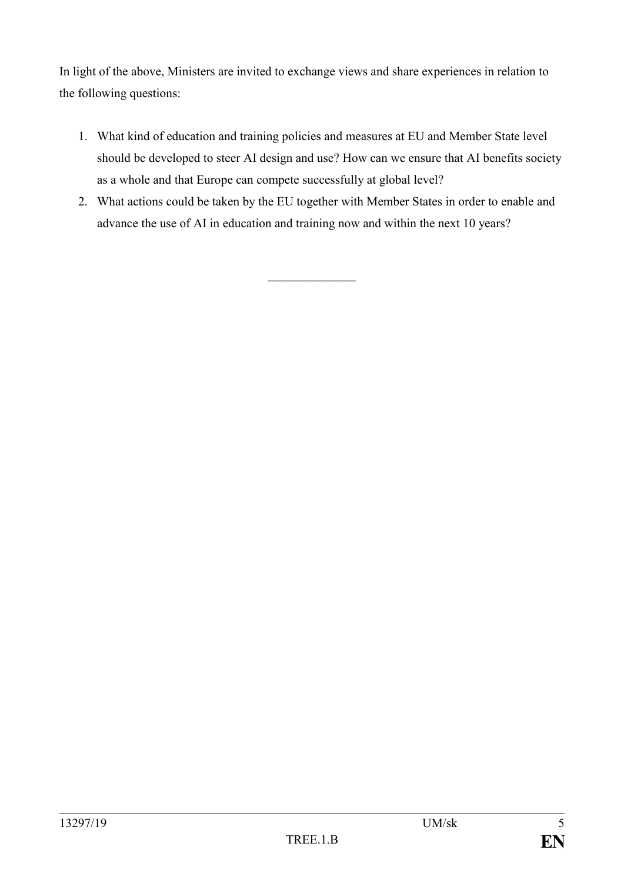In light of the above, Ministers are invited to exchange views and share experiences in relation to the following questions:

1. What kind of education and training policies and measures at EU and Member State level should be developed to steer AI design and use? How can we ensure that AI benefits society as a whole and that Europe can compete successfully at global level?
2. What actions could be taken by the EU together with Member States in order to enable and advance the use of AI in education and training now and within the next 10 years?

______________